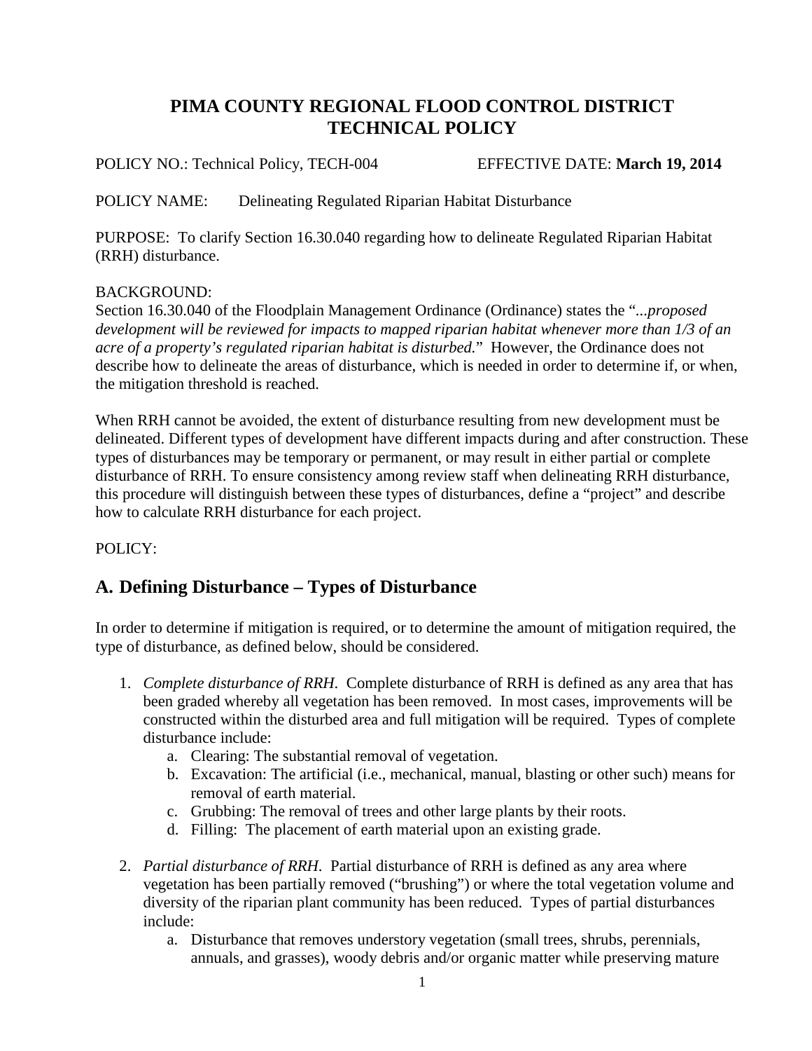# PIMA COUNTY REGIONAL FLOOD CONTROL DISTRICT
# TECHNICAL POLICY

POLICY NO.: Technical Policy, TECH-004 EFFECTIVE DATE: **March 19, 2014**

POLICY NAME: Delineating Regulated Riparian Habitat Disturbance

PURPOSE: To clarify Section 16.30.040 regarding how to delineate Regulated Riparian Habitat (RRH) disturbance.

BACKGROUND:
Section 16.30.040 of the Floodplain Management Ordinance (Ordinance) states the "*...proposed development will be reviewed for impacts to mapped riparian habitat whenever more than 1/3 of an acre of a property's regulated riparian habitat is disturbed.*" However, the Ordinance does not describe how to delineate the areas of disturbance, which is needed in order to determine if, or when, the mitigation threshold is reached.

When RRH cannot be avoided, the extent of disturbance resulting from new development must be delineated. Different types of development have different impacts during and after construction. These types of disturbances may be temporary or permanent, or may result in either partial or complete disturbance of RRH. To ensure consistency among review staff when delineating RRH disturbance, this procedure will distinguish between these types of disturbances, define a "project" and describe how to calculate RRH disturbance for each project.

POLICY:

## A. Defining Disturbance – Types of Disturbance

In order to determine if mitigation is required, or to determine the amount of mitigation required, the type of disturbance, as defined below, should be considered.

1. *Complete disturbance of RRH*. Complete disturbance of RRH is defined as any area that has been graded whereby all vegetation has been removed. In most cases, improvements will be constructed within the disturbed area and full mitigation will be required. Types of complete disturbance include:
   a. Clearing: The substantial removal of vegetation.
   b. Excavation: The artificial (i.e., mechanical, manual, blasting or other such) means for removal of earth material.
   c. Grubbing: The removal of trees and other large plants by their roots.
   d. Filling: The placement of earth material upon an existing grade.

2. *Partial disturbance of RRH*. Partial disturbance of RRH is defined as any area where vegetation has been partially removed ("brushing") or where the total vegetation volume and diversity of the riparian plant community has been reduced. Types of partial disturbances include:
   a. Disturbance that removes understory vegetation (small trees, shrubs, perennials, annuals, and grasses), woody debris and/or organic matter while preserving mature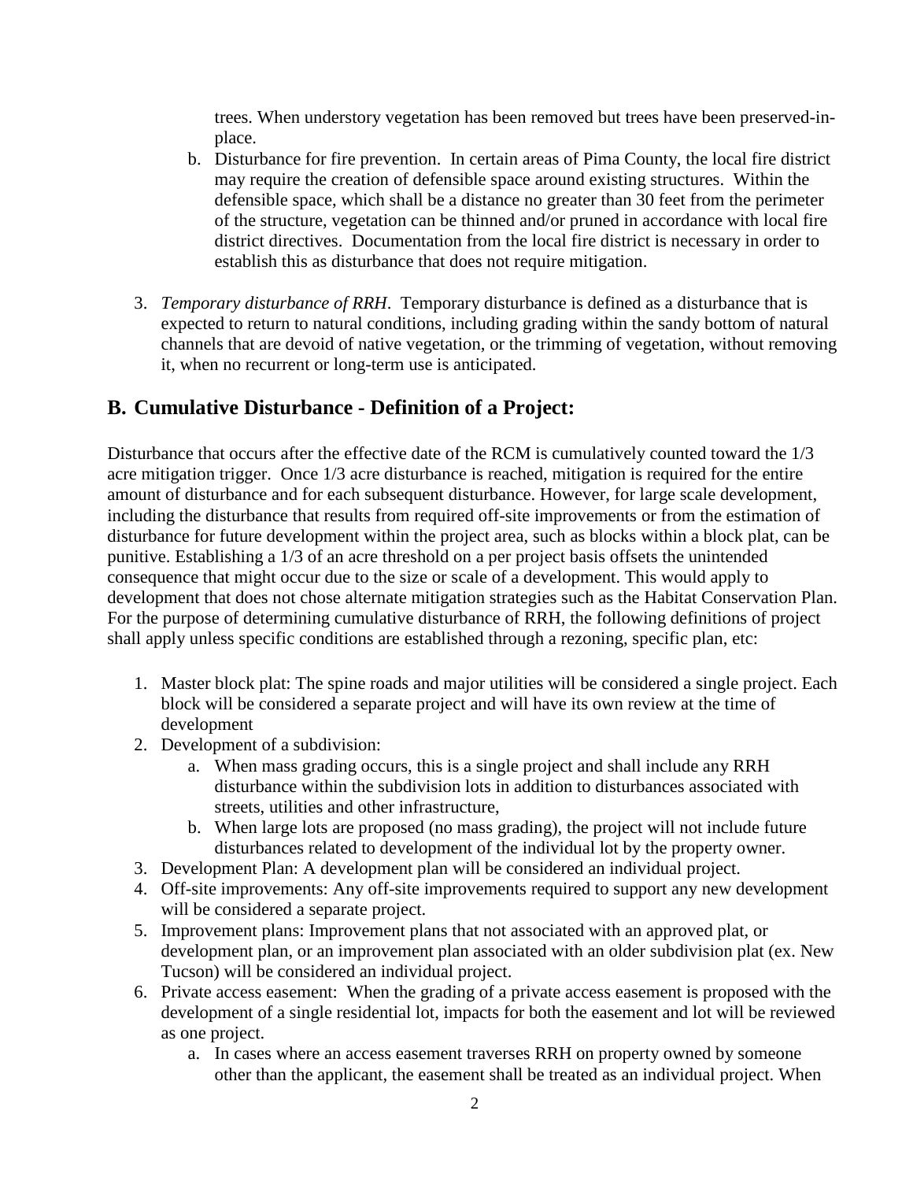trees. When understory vegetation has been removed but trees have been preserved-in-place.

   b. Disturbance for fire prevention. In certain areas of Pima County, the local fire district may require the creation of defensible space around existing structures. Within the defensible space, which shall be a distance no greater than 30 feet from the perimeter of the structure, vegetation can be thinned and/or pruned in accordance with local fire district directives. Documentation from the local fire district is necessary in order to establish this as disturbance that does not require mitigation.

3. *Temporary disturbance of RRH*. Temporary disturbance is defined as a disturbance that is expected to return to natural conditions, including grading within the sandy bottom of natural channels that are devoid of native vegetation, or the trimming of vegetation, without removing it, when no recurrent or long-term use is anticipated.

## B. Cumulative Disturbance - Definition of a Project:

Disturbance that occurs after the effective date of the RCM is cumulatively counted toward the 1/3 acre mitigation trigger. Once 1/3 acre disturbance is reached, mitigation is required for the entire amount of disturbance and for each subsequent disturbance. However, for large scale development, including the disturbance that results from required off-site improvements or from the estimation of disturbance for future development within the project area, such as blocks within a block plat, can be punitive. Establishing a 1/3 of an acre threshold on a per project basis offsets the unintended consequence that might occur due to the size or scale of a development. This would apply to development that does not chose alternate mitigation strategies such as the Habitat Conservation Plan. For the purpose of determining cumulative disturbance of RRH, the following definitions of project shall apply unless specific conditions are established through a rezoning, specific plan, etc:

1. Master block plat: The spine roads and major utilities will be considered a single project. Each block will be considered a separate project and will have its own review at the time of development
2. Development of a subdivision:
   a. When mass grading occurs, this is a single project and shall include any RRH disturbance within the subdivision lots in addition to disturbances associated with streets, utilities and other infrastructure,
   b. When large lots are proposed (no mass grading), the project will not include future disturbances related to development of the individual lot by the property owner.
3. Development Plan: A development plan will be considered an individual project.
4. Off-site improvements: Any off-site improvements required to support any new development will be considered a separate project.
5. Improvement plans: Improvement plans that not associated with an approved plat, or development plan, or an improvement plan associated with an older subdivision plat (ex. New Tucson) will be considered an individual project.
6. Private access easement: When the grading of a private access easement is proposed with the development of a single residential lot, impacts for both the easement and lot will be reviewed as one project.
   a. In cases where an access easement traverses RRH on property owned by someone other than the applicant, the easement shall be treated as an individual project. When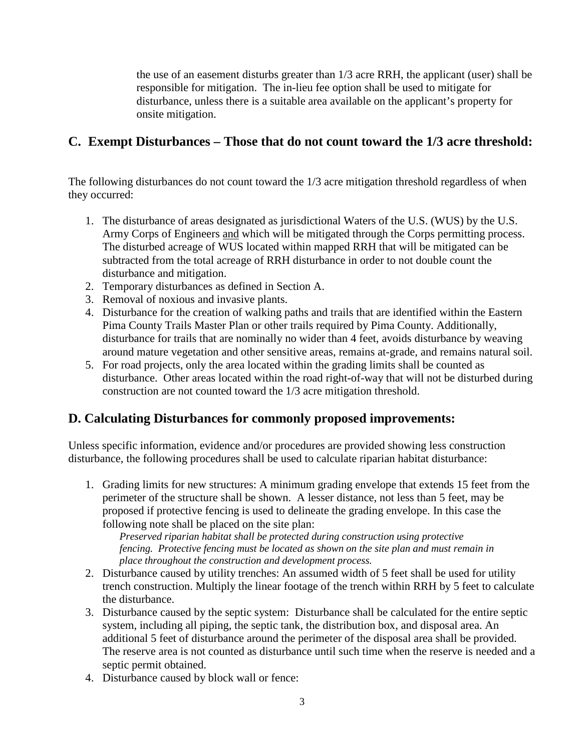the use of an easement disturbs greater than 1/3 acre RRH, the applicant (user) shall be responsible for mitigation. The in-lieu fee option shall be used to mitigate for disturbance, unless there is a suitable area available on the applicant's property for onsite mitigation.

## C. Exempt Disturbances – Those that do not count toward the 1/3 acre threshold:

The following disturbances do not count toward the 1/3 acre mitigation threshold regardless of when they occurred:

1. The disturbance of areas designated as jurisdictional Waters of the U.S. (WUS) by the U.S. Army Corps of Engineers <u>and</u> which will be mitigated through the Corps permitting process. The disturbed acreage of WUS located within mapped RRH that will be mitigated can be subtracted from the total acreage of RRH disturbance in order to not double count the disturbance and mitigation.
2. Temporary disturbances as defined in Section A.
3. Removal of noxious and invasive plants.
4. Disturbance for the creation of walking paths and trails that are identified within the Eastern Pima County Trails Master Plan or other trails required by Pima County. Additionally, disturbance for trails that are nominally no wider than 4 feet, avoids disturbance by weaving around mature vegetation and other sensitive areas, remains at-grade, and remains natural soil.
5. For road projects, only the area located within the grading limits shall be counted as disturbance. Other areas located within the road right-of-way that will not be disturbed during construction are not counted toward the 1/3 acre mitigation threshold.

## D. Calculating Disturbances for commonly proposed improvements:

Unless specific information, evidence and/or procedures are provided showing less construction disturbance, the following procedures shall be used to calculate riparian habitat disturbance:

1. Grading limits for new structures: A minimum grading envelope that extends 15 feet from the perimeter of the structure shall be shown. A lesser distance, not less than 5 feet, may be proposed if protective fencing is used to delineate the grading envelope. In this case the following note shall be placed on the site plan:

   *Preserved riparian habitat shall be protected during construction using protective fencing. Protective fencing must be located as shown on the site plan and must remain in place throughout the construction and development process.*
2. Disturbance caused by utility trenches: An assumed width of 5 feet shall be used for utility trench construction. Multiply the linear footage of the trench within RRH by 5 feet to calculate the disturbance.
3. Disturbance caused by the septic system: Disturbance shall be calculated for the entire septic system, including all piping, the septic tank, the distribution box, and disposal area. An additional 5 feet of disturbance around the perimeter of the disposal area shall be provided. The reserve area is not counted as disturbance until such time when the reserve is needed and a septic permit obtained.
4. Disturbance caused by block wall or fence: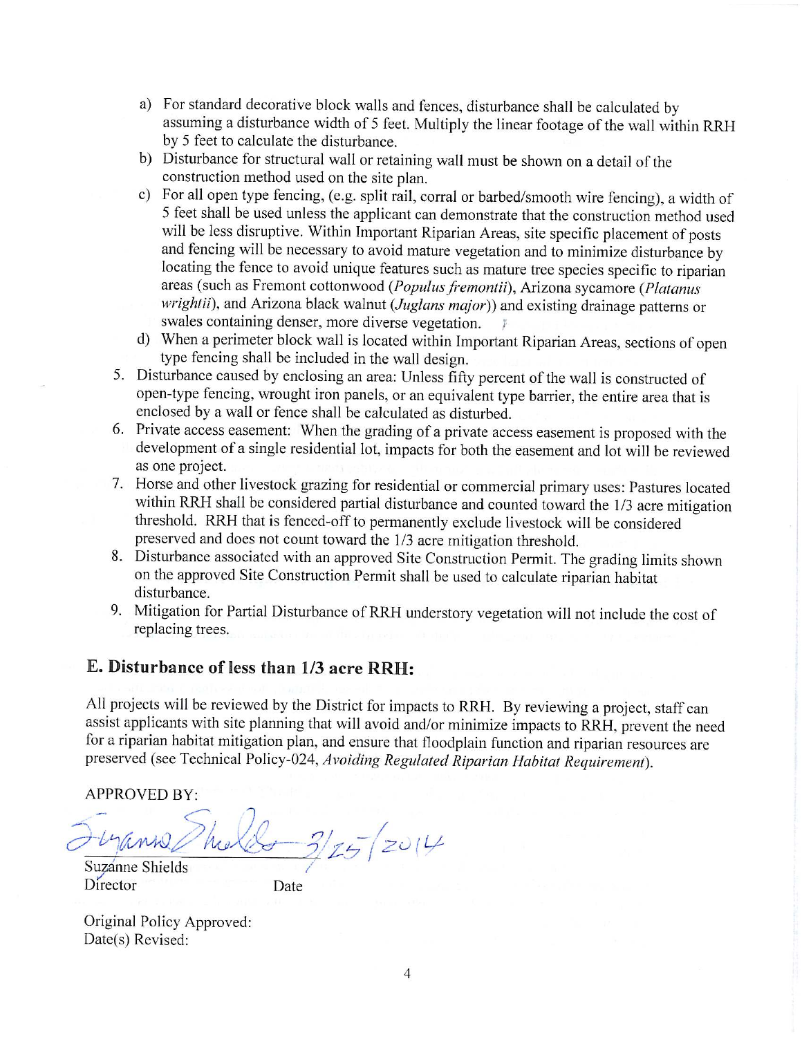a) For standard decorative block walls and fences, disturbance shall be calculated by assuming a disturbance width of 5 feet. Multiply the linear footage of the wall within RRH by 5 feet to calculate the disturbance.
b) Disturbance for structural wall or retaining wall must be shown on a detail of the construction method used on the site plan.
c) For all open type fencing, (e.g. split rail, corral or barbed/smooth wire fencing), a width of 5 feet shall be used unless the applicant can demonstrate that the construction method used will be less disruptive. Within Important Riparian Areas, site specific placement of posts and fencing will be necessary to avoid mature vegetation and to minimize disturbance by locating the fence to avoid unique features such as mature tree species specific to riparian areas (such as Fremont cottonwood (*Populus fremontii*), Arizona sycamore (*Platanus wrightii*), and Arizona black walnut (*Juglans major*)) and existing drainage patterns or swales containing denser, more diverse vegetation.
d) When a perimeter block wall is located within Important Riparian Areas, sections of open type fencing shall be included in the wall design.

5. Disturbance caused by enclosing an area: Unless fifty percent of the wall is constructed of open-type fencing, wrought iron panels, or an equivalent type barrier, the entire area that is enclosed by a wall or fence shall be calculated as disturbed.
6. Private access easement: When the grading of a private access easement is proposed with the development of a single residential lot, impacts for both the easement and lot will be reviewed as one project.
7. Horse and other livestock grazing for residential or commercial primary uses: Pastures located within RRH shall be considered partial disturbance and counted toward the 1/3 acre mitigation threshold. RRH that is fenced-off to permanently exclude livestock will be considered preserved and does not count toward the 1/3 acre mitigation threshold.
8. Disturbance associated with an approved Site Construction Permit. The grading limits shown on the approved Site Construction Permit shall be used to calculate riparian habitat disturbance.
9. Mitigation for Partial Disturbance of RRH understory vegetation will not include the cost of replacing trees.

## E. Disturbance of less than 1/3 acre RRH:

All projects will be reviewed by the District for impacts to RRH. By reviewing a project, staff can assist applicants with site planning that will avoid and/or minimize impacts to RRH, prevent the need for a riparian habitat mitigation plan, and ensure that floodplain function and riparian resources are preserved (see Technical Policy-024, *Avoiding Regulated Riparian Habitat Requirement*).

APPROVED BY:

Suzanne Shields 3/25/2014

Suzanne Shields
Director Date

Original Policy Approved:
Date(s) Revised: